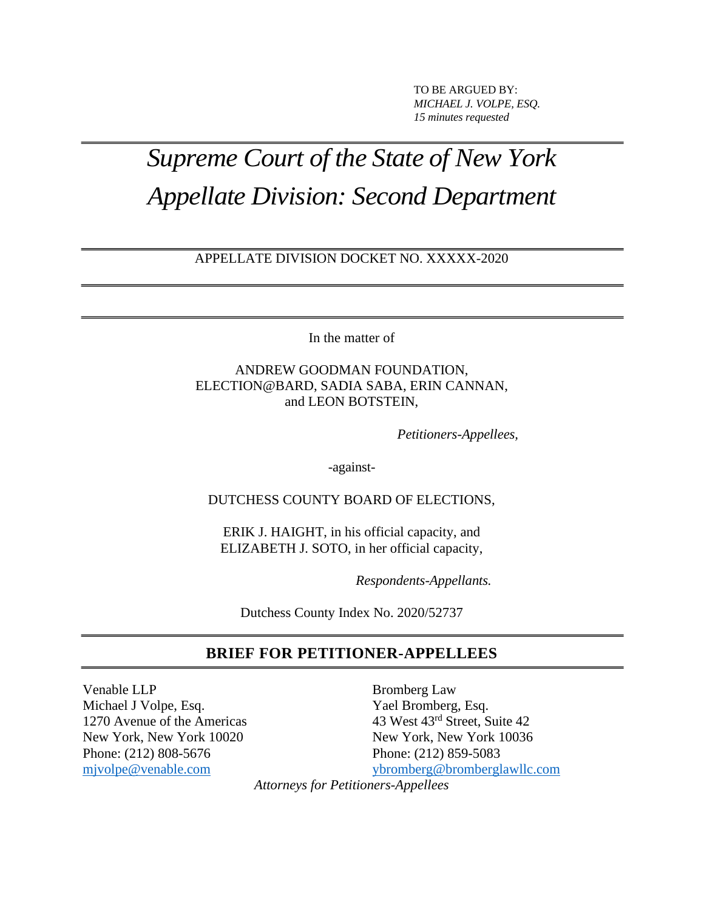TO BE ARGUED BY:
*MICHAEL J. VOLPE, ESQ.*
*15 minutes requested*

---

# *Supreme Court of the State of New York Appellate Division: Second Department*

---

APPELLATE DIVISION DOCKET NO. XXXXX-2020

---

In the matter of

ANDREW GOODMAN FOUNDATION, ELECTION@BARD, SADIA SABA, ERIN CANNAN, and LEON BOTSTEIN,

*Petitioners-Appellees,*

-against-

DUTCHESS COUNTY BOARD OF ELECTIONS,

ERIK J. HAIGHT, in his official capacity, and ELIZABETH J. SOTO, in her official capacity,

*Respondents-Appellants.*

Dutchess County Index No. 2020/52737

---

## BRIEF FOR PETITIONER-APPELLEES

---

Venable LLP
Michael J Volpe, Esq.
1270 Avenue of the Americas
New York, New York 10020
Phone: (212) 808-5676
mjvolpe@venable.com

Bromberg Law
Yael Bromberg, Esq.
43 West 43rd Street, Suite 42
New York, New York 10036
Phone: (212) 859-5083
ybromberg@bromberglawllc.com

*Attorneys for Petitioners-Appellees*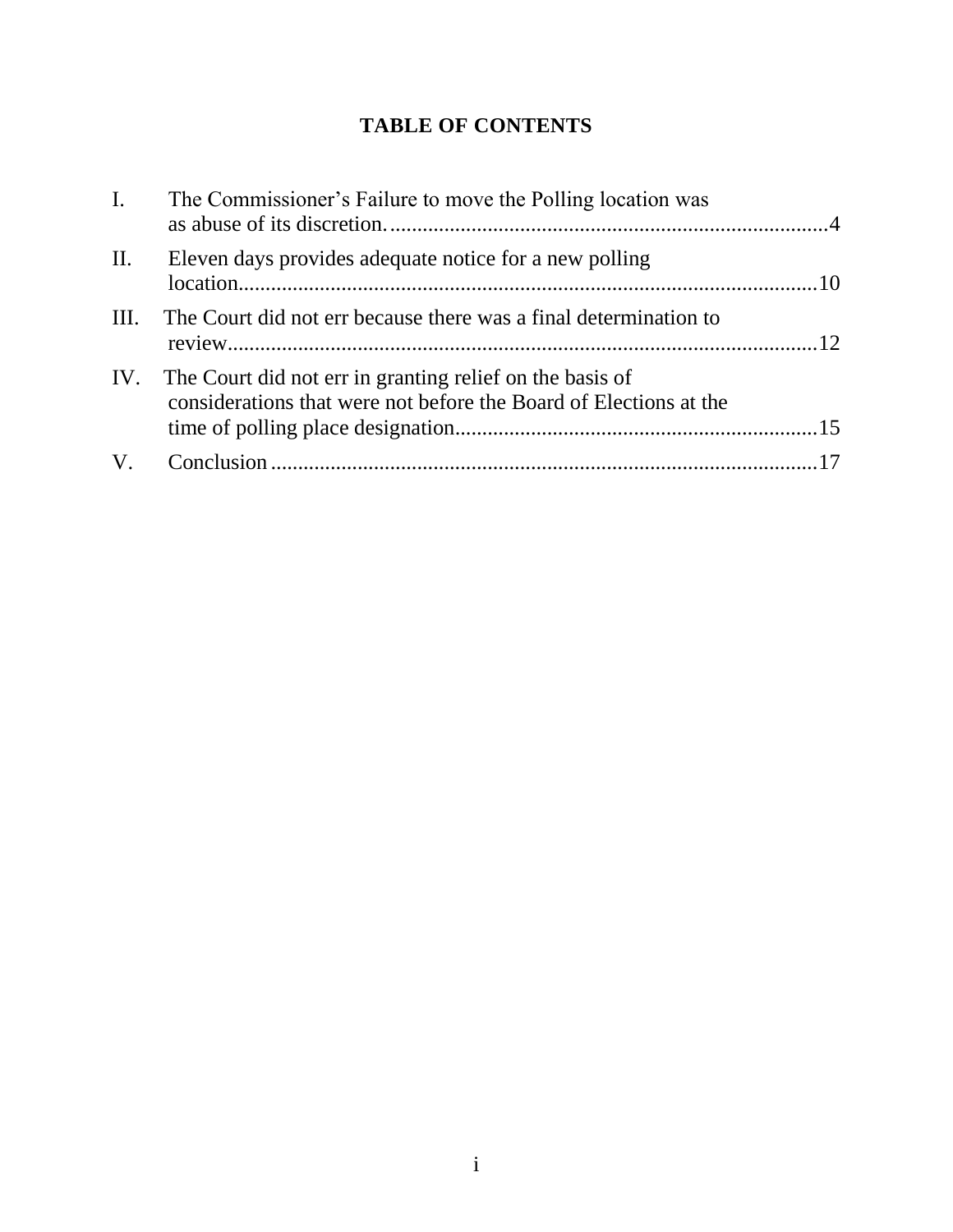**TABLE OF CONTENTS**

I. The Commissioner's Failure to move the Polling location was as abuse of its discretion. ....4

II. Eleven days provides adequate notice for a new polling location....10

III. The Court did not err because there was a final determination to review....12

IV. The Court did not err in granting relief on the basis of considerations that were not before the Board of Elections at the time of polling place designation....15

V. Conclusion....17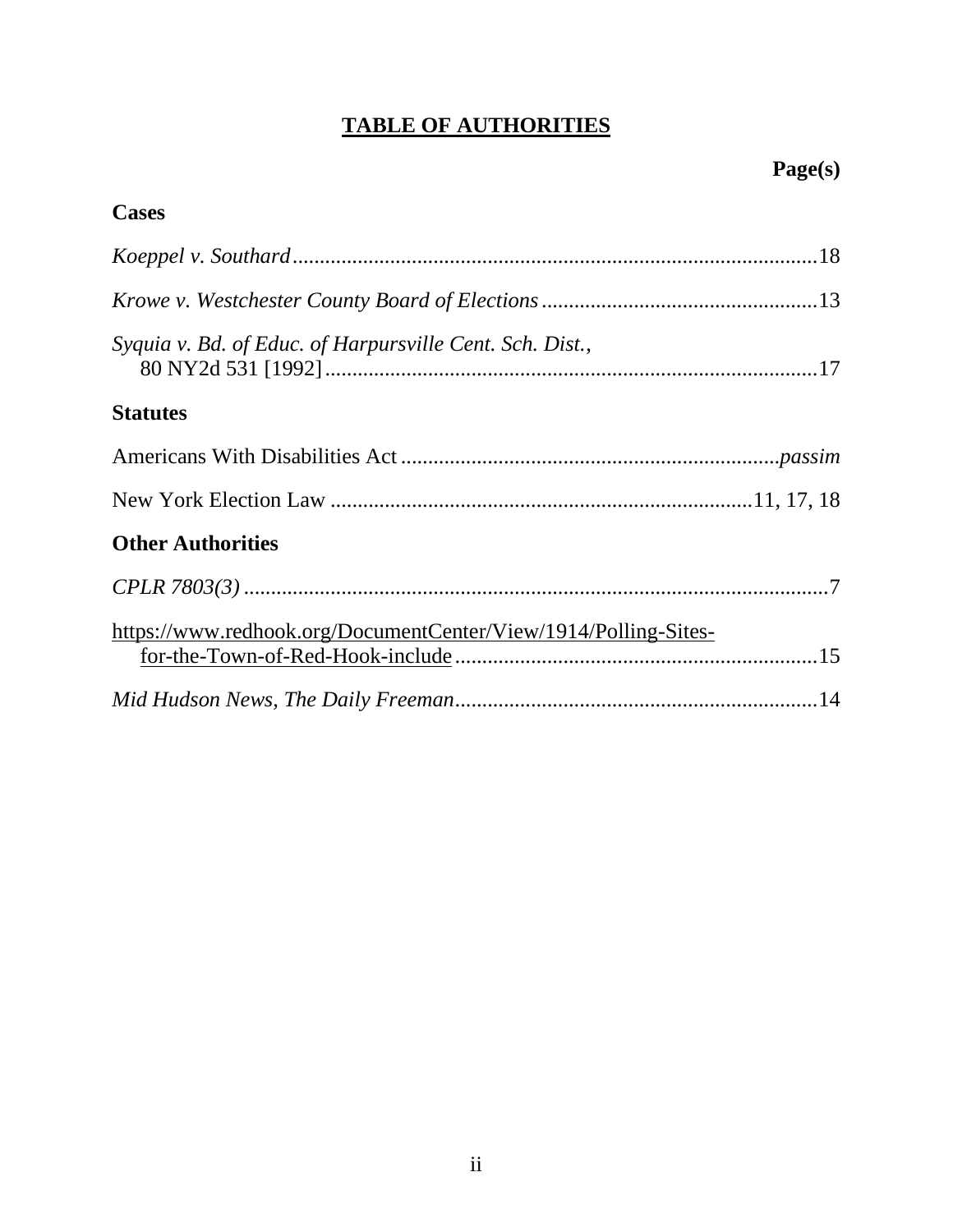# TABLE OF AUTHORITIES

**Page(s)**

## Cases

*Koeppel v. Southard*.................................................................................................18

*Krowe v. Westchester County Board of Elections*..................................................13

*Syquia v. Bd. of Educ. of Harpursville Cent. Sch. Dist.*, 80 NY2d 531 [1992]..........................................................................................17

## Statutes

Americans With Disabilities Act .....................................................................*passim*

New York Election Law ............................................................................11, 17, 18

## Other Authorities

*CPLR 7803(3)* ...........................................................................................................7

https://www.redhook.org/DocumentCenter/View/1914/Polling-Sites-for-the-Town-of-Red-Hook-include ..................................................................15

*Mid Hudson News, The Daily Freeman*...................................................................14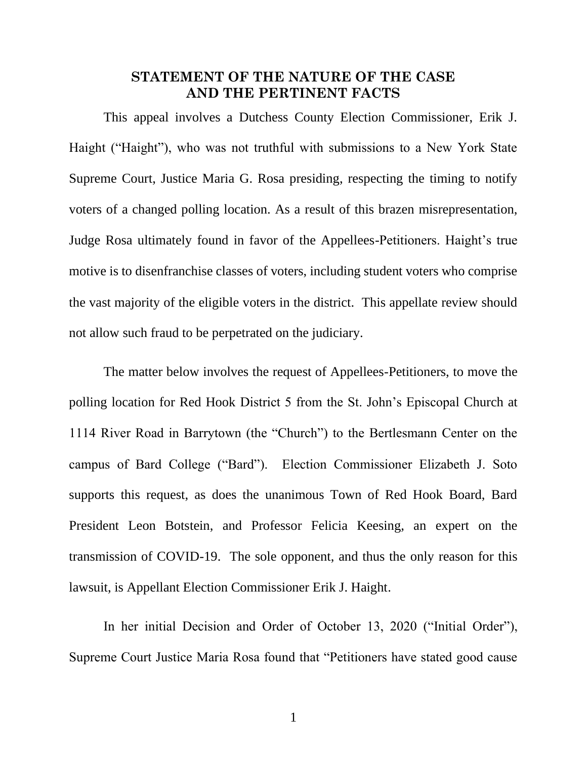## STATEMENT OF THE NATURE OF THE CASE AND THE PERTINENT FACTS

This appeal involves a Dutchess County Election Commissioner, Erik J. Haight ("Haight"), who was not truthful with submissions to a New York State Supreme Court, Justice Maria G. Rosa presiding, respecting the timing to notify voters of a changed polling location. As a result of this brazen misrepresentation, Judge Rosa ultimately found in favor of the Appellees-Petitioners. Haight's true motive is to disenfranchise classes of voters, including student voters who comprise the vast majority of the eligible voters in the district. This appellate review should not allow such fraud to be perpetrated on the judiciary.

The matter below involves the request of Appellees-Petitioners, to move the polling location for Red Hook District 5 from the St. John's Episcopal Church at 1114 River Road in Barrytown (the "Church") to the Bertlesmann Center on the campus of Bard College ("Bard"). Election Commissioner Elizabeth J. Soto supports this request, as does the unanimous Town of Red Hook Board, Bard President Leon Botstein, and Professor Felicia Keesing, an expert on the transmission of COVID-19. The sole opponent, and thus the only reason for this lawsuit, is Appellant Election Commissioner Erik J. Haight.

In her initial Decision and Order of October 13, 2020 ("Initial Order"), Supreme Court Justice Maria Rosa found that "Petitioners have stated good cause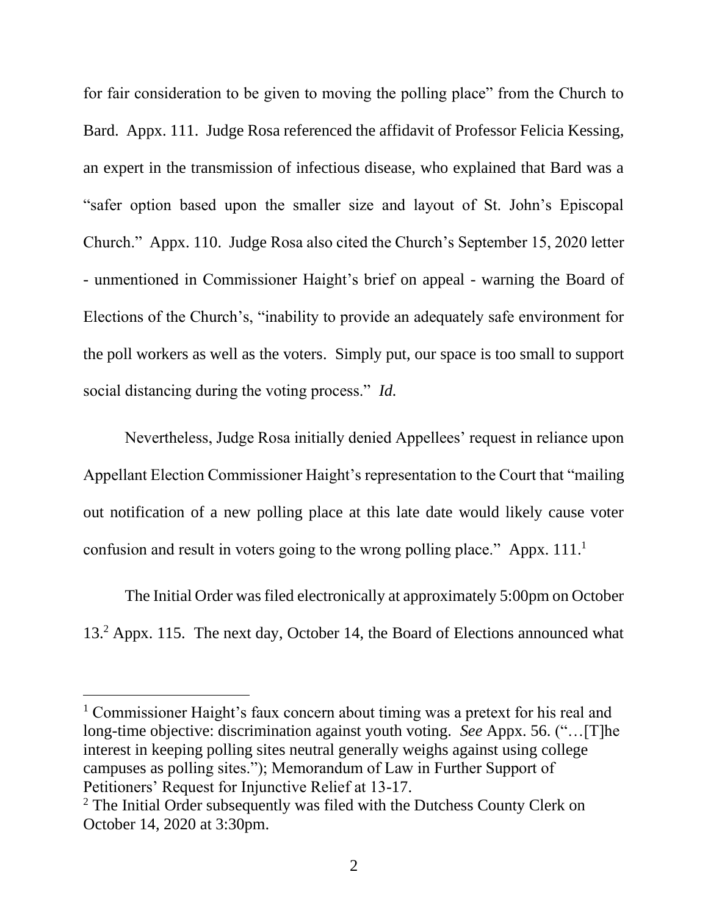for fair consideration to be given to moving the polling place" from the Church to Bard. Appx. 111. Judge Rosa referenced the affidavit of Professor Felicia Kessing, an expert in the transmission of infectious disease, who explained that Bard was a "safer option based upon the smaller size and layout of St. John's Episcopal Church." Appx. 110. Judge Rosa also cited the Church's September 15, 2020 letter - unmentioned in Commissioner Haight's brief on appeal - warning the Board of Elections of the Church's, "inability to provide an adequately safe environment for the poll workers as well as the voters. Simply put, our space is too small to support social distancing during the voting process." *Id.*

Nevertheless, Judge Rosa initially denied Appellees' request in reliance upon Appellant Election Commissioner Haight's representation to the Court that "mailing out notification of a new polling place at this late date would likely cause voter confusion and result in voters going to the wrong polling place." Appx. 111.[1]

The Initial Order was filed electronically at approximately 5:00pm on October 13.[2] Appx. 115. The next day, October 14, the Board of Elections announced what

---

[1] Commissioner Haight's faux concern about timing was a pretext for his real and long-time objective: discrimination against youth voting. *See* Appx. 56. ("…[T]he interest in keeping polling sites neutral generally weighs against using college campuses as polling sites."); Memorandum of Law in Further Support of Petitioners' Request for Injunctive Relief at 13-17.

[2] The Initial Order subsequently was filed with the Dutchess County Clerk on October 14, 2020 at 3:30pm.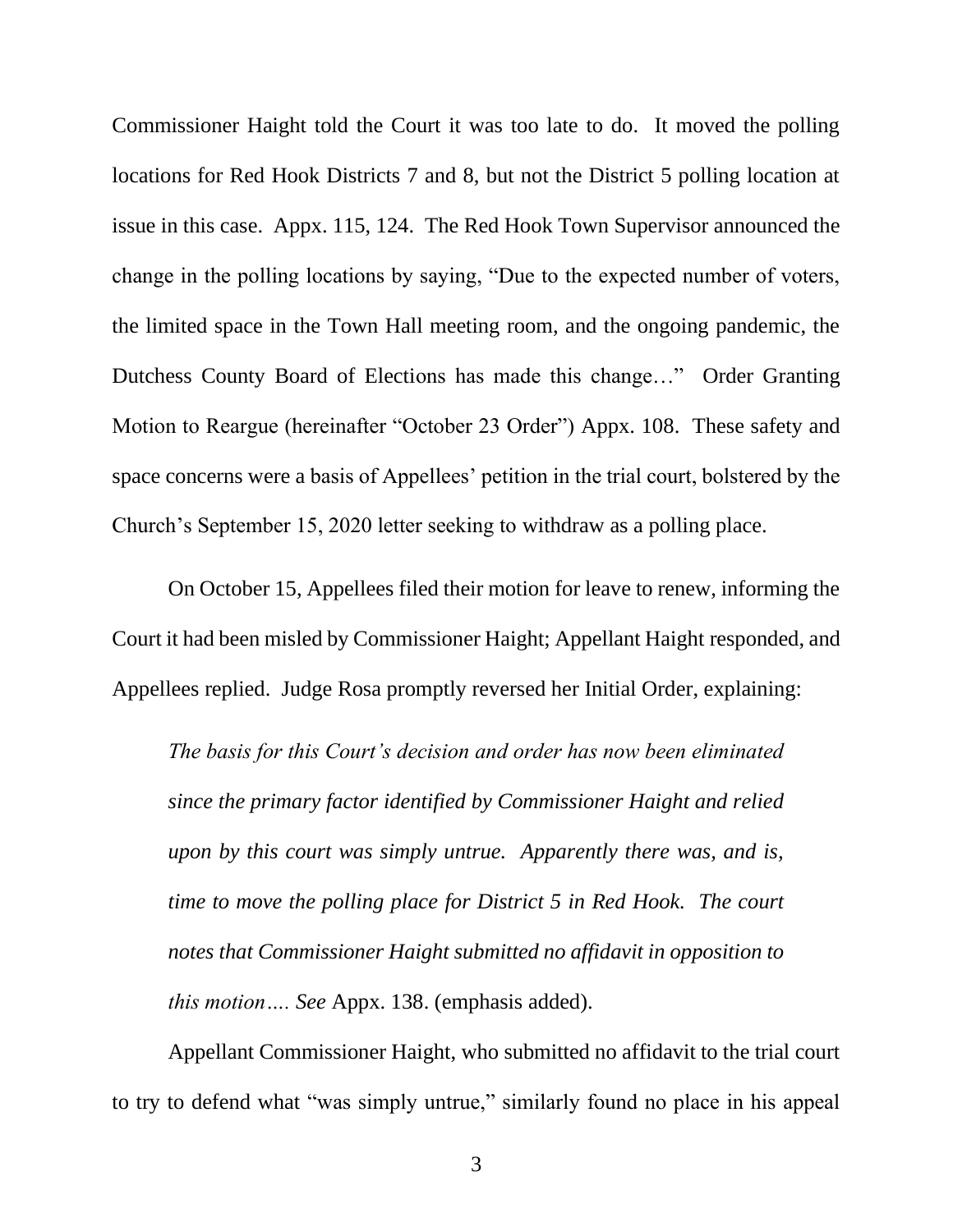Commissioner Haight told the Court it was too late to do. It moved the polling locations for Red Hook Districts 7 and 8, but not the District 5 polling location at issue in this case. Appx. 115, 124. The Red Hook Town Supervisor announced the change in the polling locations by saying, "Due to the expected number of voters, the limited space in the Town Hall meeting room, and the ongoing pandemic, the Dutchess County Board of Elections has made this change…" Order Granting Motion to Reargue (hereinafter "October 23 Order") Appx. 108. These safety and space concerns were a basis of Appellees' petition in the trial court, bolstered by the Church's September 15, 2020 letter seeking to withdraw as a polling place.

On October 15, Appellees filed their motion for leave to renew, informing the Court it had been misled by Commissioner Haight; Appellant Haight responded, and Appellees replied. Judge Rosa promptly reversed her Initial Order, explaining:

> *The basis for this Court's decision and order has now been eliminated since the primary factor identified by Commissioner Haight and relied upon by this court was simply untrue. Apparently there was, and is, time to move the polling place for District 5 in Red Hook. The court notes that Commissioner Haight submitted no affidavit in opposition to this motion…. See* Appx. 138. (emphasis added).

Appellant Commissioner Haight, who submitted no affidavit to the trial court to try to defend what "was simply untrue," similarly found no place in his appeal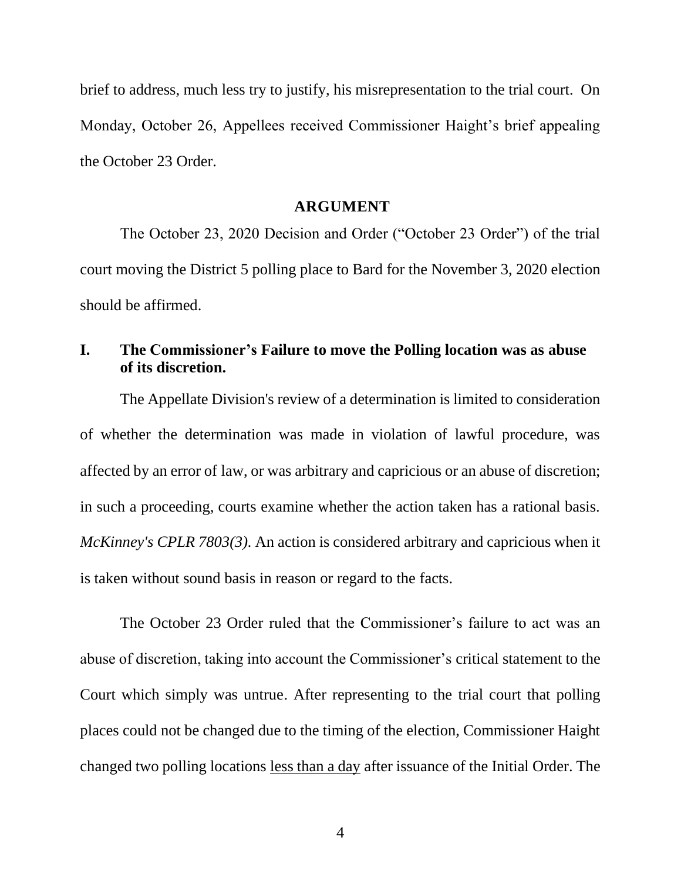brief to address, much less try to justify, his misrepresentation to the trial court. On Monday, October 26, Appellees received Commissioner Haight's brief appealing the October 23 Order.

## ARGUMENT

The October 23, 2020 Decision and Order ("October 23 Order") of the trial court moving the District 5 polling place to Bard for the November 3, 2020 election should be affirmed.

### I. The Commissioner's Failure to move the Polling location was as abuse of its discretion.

The Appellate Division's review of a determination is limited to consideration of whether the determination was made in violation of lawful procedure, was affected by an error of law, or was arbitrary and capricious or an abuse of discretion; in such a proceeding, courts examine whether the action taken has a rational basis. *McKinney's CPLR 7803(3).* An action is considered arbitrary and capricious when it is taken without sound basis in reason or regard to the facts.

The October 23 Order ruled that the Commissioner's failure to act was an abuse of discretion, taking into account the Commissioner's critical statement to the Court which simply was untrue. After representing to the trial court that polling places could not be changed due to the timing of the election, Commissioner Haight changed two polling locations <u>less than a day</u> after issuance of the Initial Order. The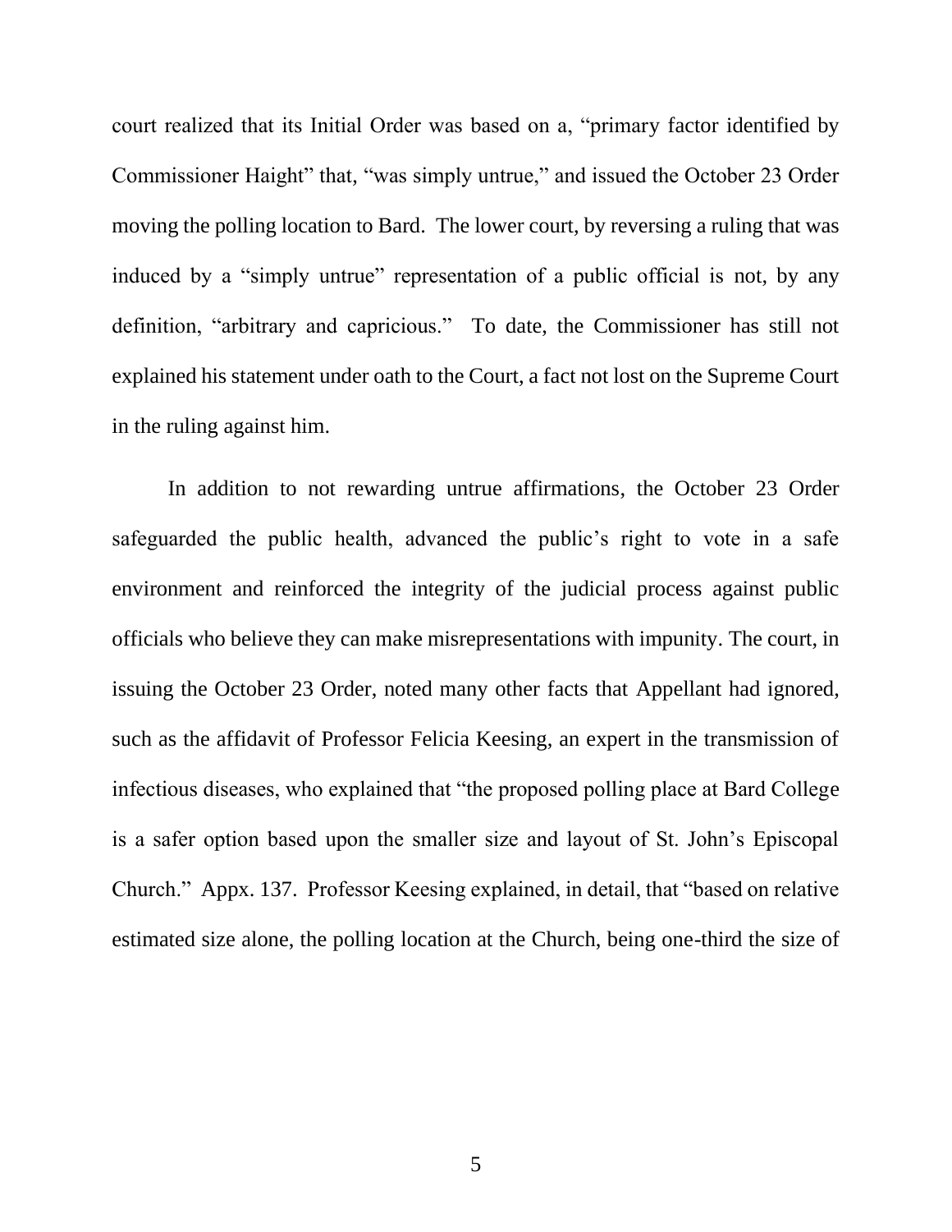court realized that its Initial Order was based on a, "primary factor identified by Commissioner Haight" that, "was simply untrue," and issued the October 23 Order moving the polling location to Bard. The lower court, by reversing a ruling that was induced by a "simply untrue" representation of a public official is not, by any definition, "arbitrary and capricious." To date, the Commissioner has still not explained his statement under oath to the Court, a fact not lost on the Supreme Court in the ruling against him.

In addition to not rewarding untrue affirmations, the October 23 Order safeguarded the public health, advanced the public's right to vote in a safe environment and reinforced the integrity of the judicial process against public officials who believe they can make misrepresentations with impunity. The court, in issuing the October 23 Order, noted many other facts that Appellant had ignored, such as the affidavit of Professor Felicia Keesing, an expert in the transmission of infectious diseases, who explained that "the proposed polling place at Bard College is a safer option based upon the smaller size and layout of St. John's Episcopal Church." Appx. 137. Professor Keesing explained, in detail, that "based on relative estimated size alone, the polling location at the Church, being one-third the size of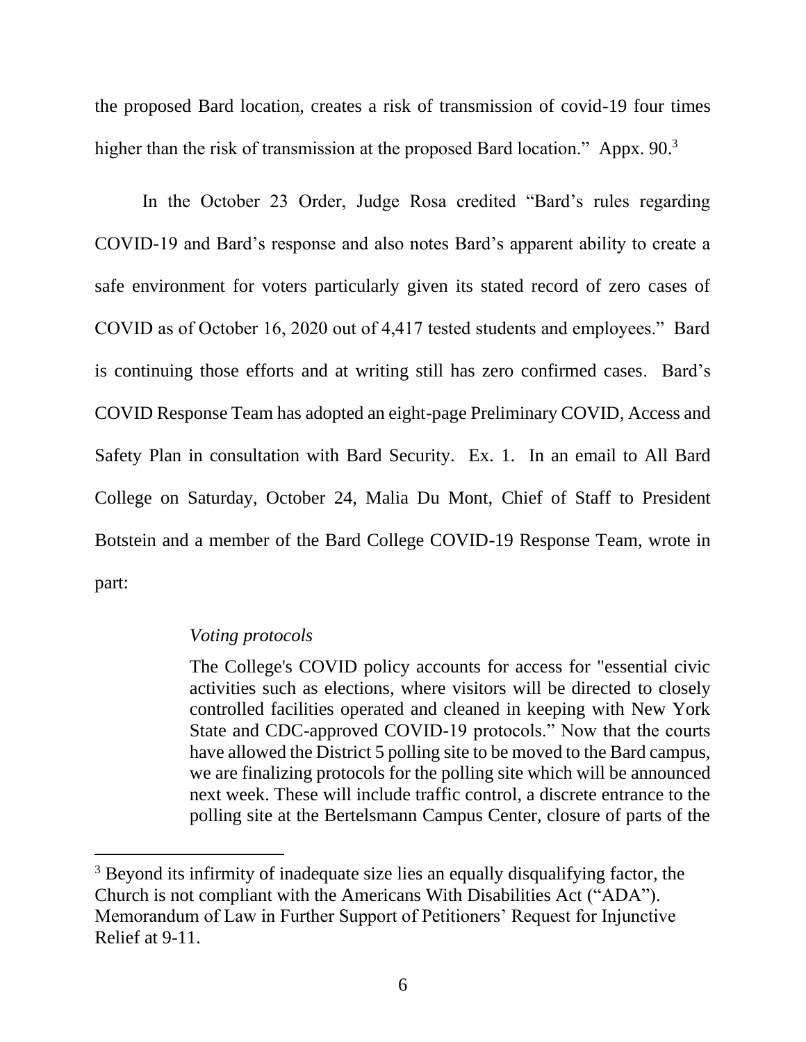the proposed Bard location, creates a risk of transmission of covid-19 four times higher than the risk of transmission at the proposed Bard location." Appx. 90.[3]

In the October 23 Order, Judge Rosa credited "Bard's rules regarding COVID-19 and Bard's response and also notes Bard's apparent ability to create a safe environment for voters particularly given its stated record of zero cases of COVID as of October 16, 2020 out of 4,417 tested students and employees." Bard is continuing those efforts and at writing still has zero confirmed cases. Bard's COVID Response Team has adopted an eight-page Preliminary COVID, Access and Safety Plan in consultation with Bard Security. Ex. 1. In an email to All Bard College on Saturday, October 24, Malia Du Mont, Chief of Staff to President Botstein and a member of the Bard College COVID-19 Response Team, wrote in part:

> *Voting protocols*
>
> The College's COVID policy accounts for access for "essential civic activities such as elections, where visitors will be directed to closely controlled facilities operated and cleaned in keeping with New York State and CDC-approved COVID-19 protocols." Now that the courts have allowed the District 5 polling site to be moved to the Bard campus, we are finalizing protocols for the polling site which will be announced next week. These will include traffic control, a discrete entrance to the polling site at the Bertelsmann Campus Center, closure of parts of the

[3] Beyond its infirmity of inadequate size lies an equally disqualifying factor, the Church is not compliant with the Americans With Disabilities Act ("ADA"). Memorandum of Law in Further Support of Petitioners' Request for Injunctive Relief at 9-11.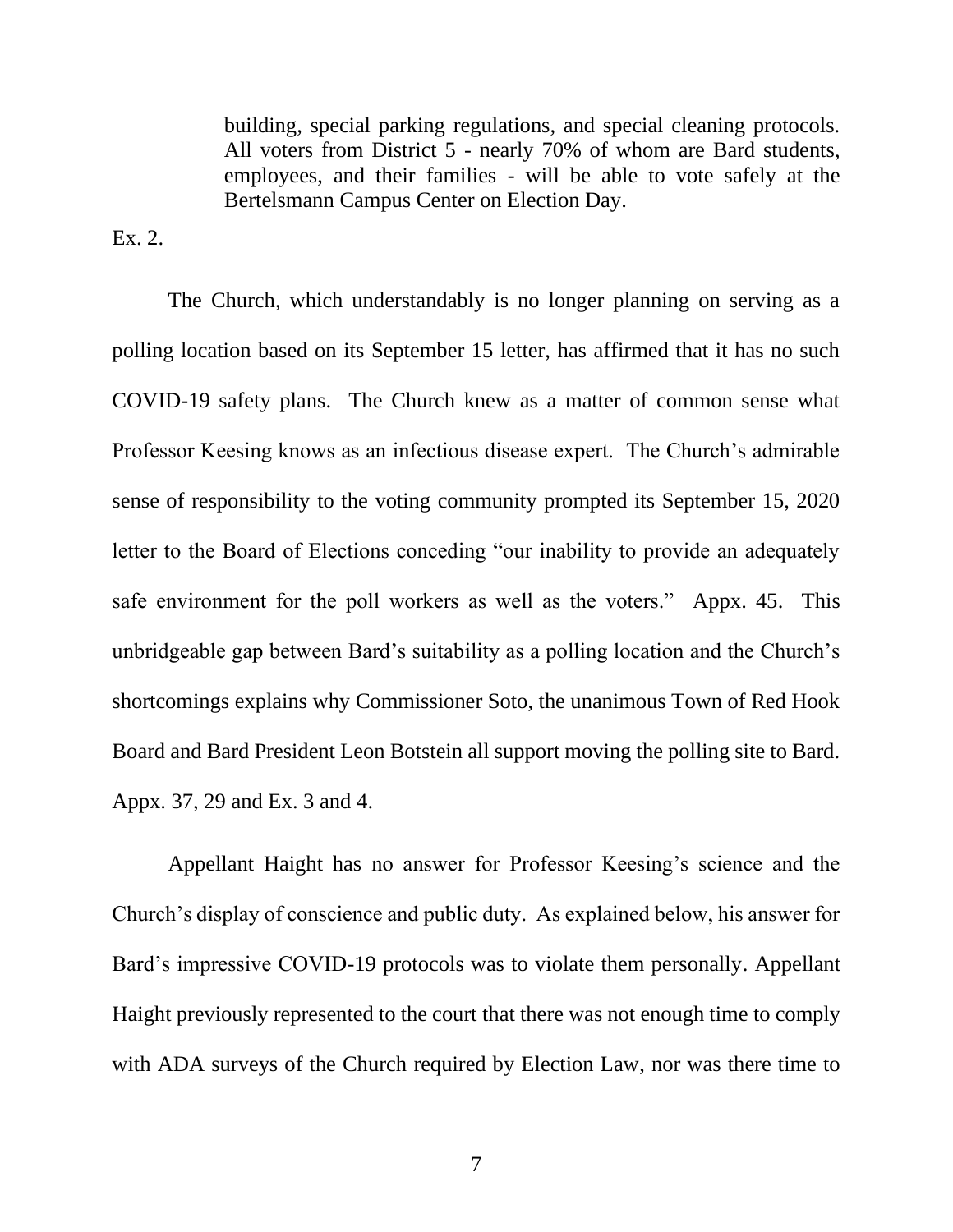> building, special parking regulations, and special cleaning protocols. All voters from District 5 - nearly 70% of whom are Bard students, employees, and their families - will be able to vote safely at the Bertelsmann Campus Center on Election Day.

Ex. 2.

The Church, which understandably is no longer planning on serving as a polling location based on its September 15 letter, has affirmed that it has no such COVID-19 safety plans. The Church knew as a matter of common sense what Professor Keesing knows as an infectious disease expert. The Church's admirable sense of responsibility to the voting community prompted its September 15, 2020 letter to the Board of Elections conceding "our inability to provide an adequately safe environment for the poll workers as well as the voters." Appx. 45. This unbridgeable gap between Bard's suitability as a polling location and the Church's shortcomings explains why Commissioner Soto, the unanimous Town of Red Hook Board and Bard President Leon Botstein all support moving the polling site to Bard. Appx. 37, 29 and Ex. 3 and 4.

Appellant Haight has no answer for Professor Keesing's science and the Church's display of conscience and public duty. As explained below, his answer for Bard's impressive COVID-19 protocols was to violate them personally. Appellant Haight previously represented to the court that there was not enough time to comply with ADA surveys of the Church required by Election Law, nor was there time to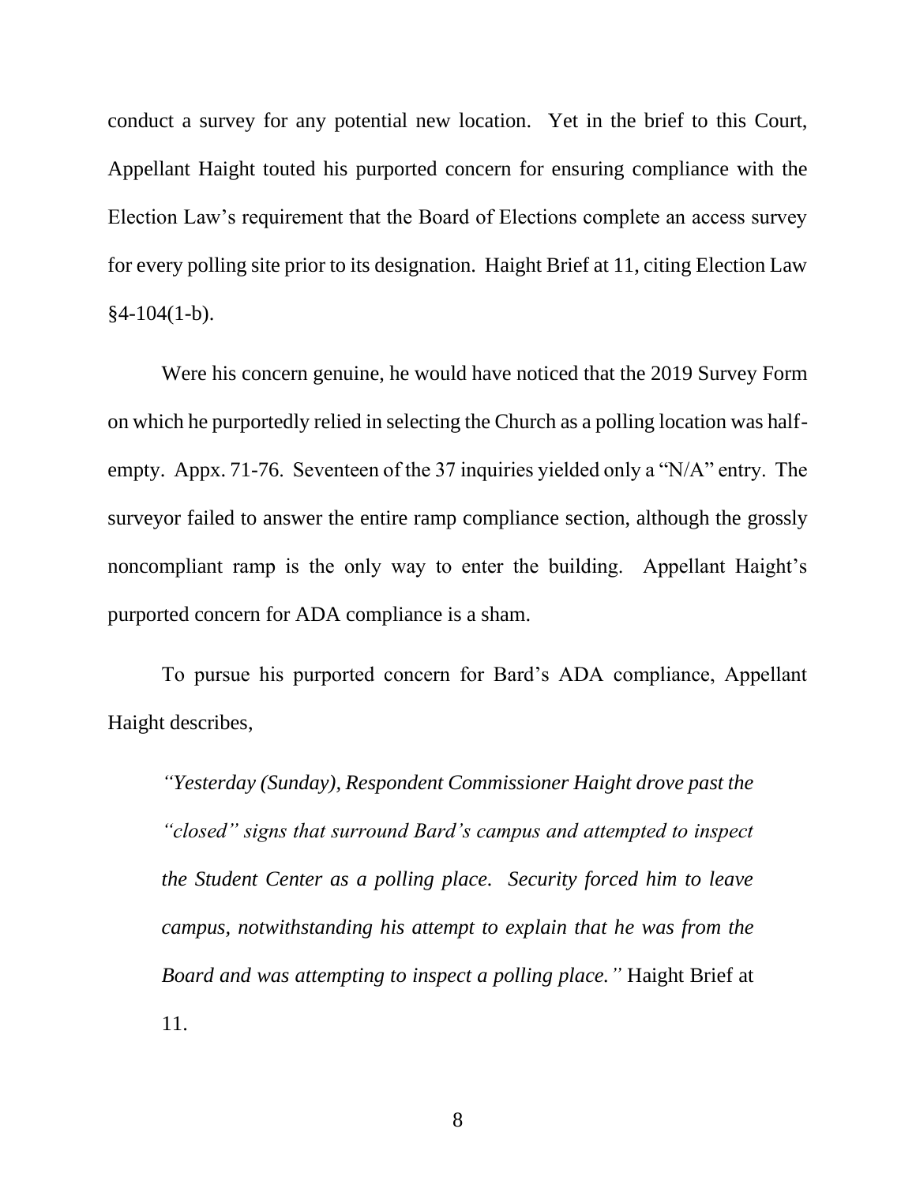conduct a survey for any potential new location. Yet in the brief to this Court, Appellant Haight touted his purported concern for ensuring compliance with the Election Law's requirement that the Board of Elections complete an access survey for every polling site prior to its designation. Haight Brief at 11, citing Election Law §4-104(1-b).

Were his concern genuine, he would have noticed that the 2019 Survey Form on which he purportedly relied in selecting the Church as a polling location was half-empty. Appx. 71-76. Seventeen of the 37 inquiries yielded only a "N/A" entry. The surveyor failed to answer the entire ramp compliance section, although the grossly noncompliant ramp is the only way to enter the building. Appellant Haight's purported concern for ADA compliance is a sham.

To pursue his purported concern for Bard's ADA compliance, Appellant Haight describes,

> *"Yesterday (Sunday), Respondent Commissioner Haight drove past the "closed" signs that surround Bard's campus and attempted to inspect the Student Center as a polling place. Security forced him to leave campus, notwithstanding his attempt to explain that he was from the Board and was attempting to inspect a polling place."* Haight Brief at 11.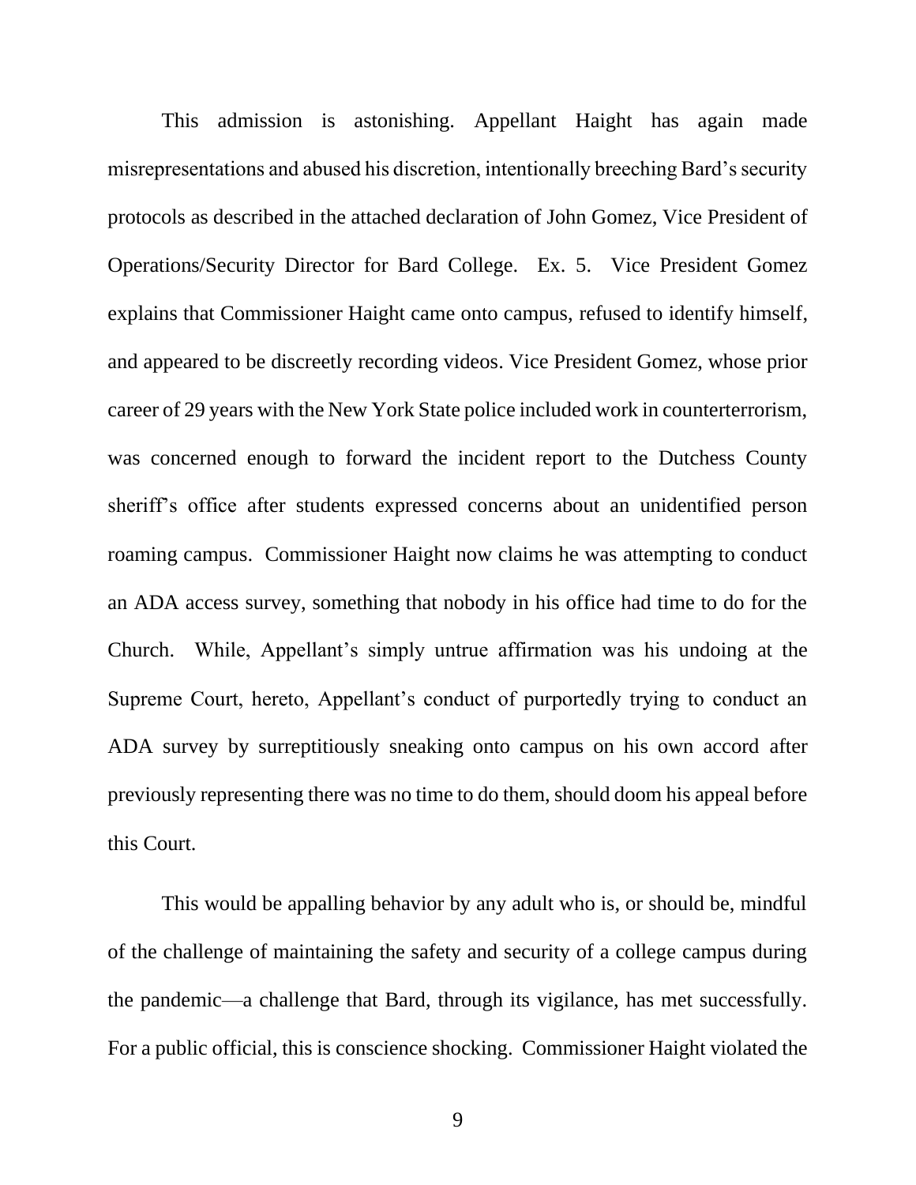This admission is astonishing. Appellant Haight has again made misrepresentations and abused his discretion, intentionally breeching Bard's security protocols as described in the attached declaration of John Gomez, Vice President of Operations/Security Director for Bard College. Ex. 5. Vice President Gomez explains that Commissioner Haight came onto campus, refused to identify himself, and appeared to be discreetly recording videos. Vice President Gomez, whose prior career of 29 years with the New York State police included work in counterterrorism, was concerned enough to forward the incident report to the Dutchess County sheriff's office after students expressed concerns about an unidentified person roaming campus. Commissioner Haight now claims he was attempting to conduct an ADA access survey, something that nobody in his office had time to do for the Church. While, Appellant's simply untrue affirmation was his undoing at the Supreme Court, hereto, Appellant's conduct of purportedly trying to conduct an ADA survey by surreptitiously sneaking onto campus on his own accord after previously representing there was no time to do them, should doom his appeal before this Court.

This would be appalling behavior by any adult who is, or should be, mindful of the challenge of maintaining the safety and security of a college campus during the pandemic—a challenge that Bard, through its vigilance, has met successfully. For a public official, this is conscience shocking. Commissioner Haight violated the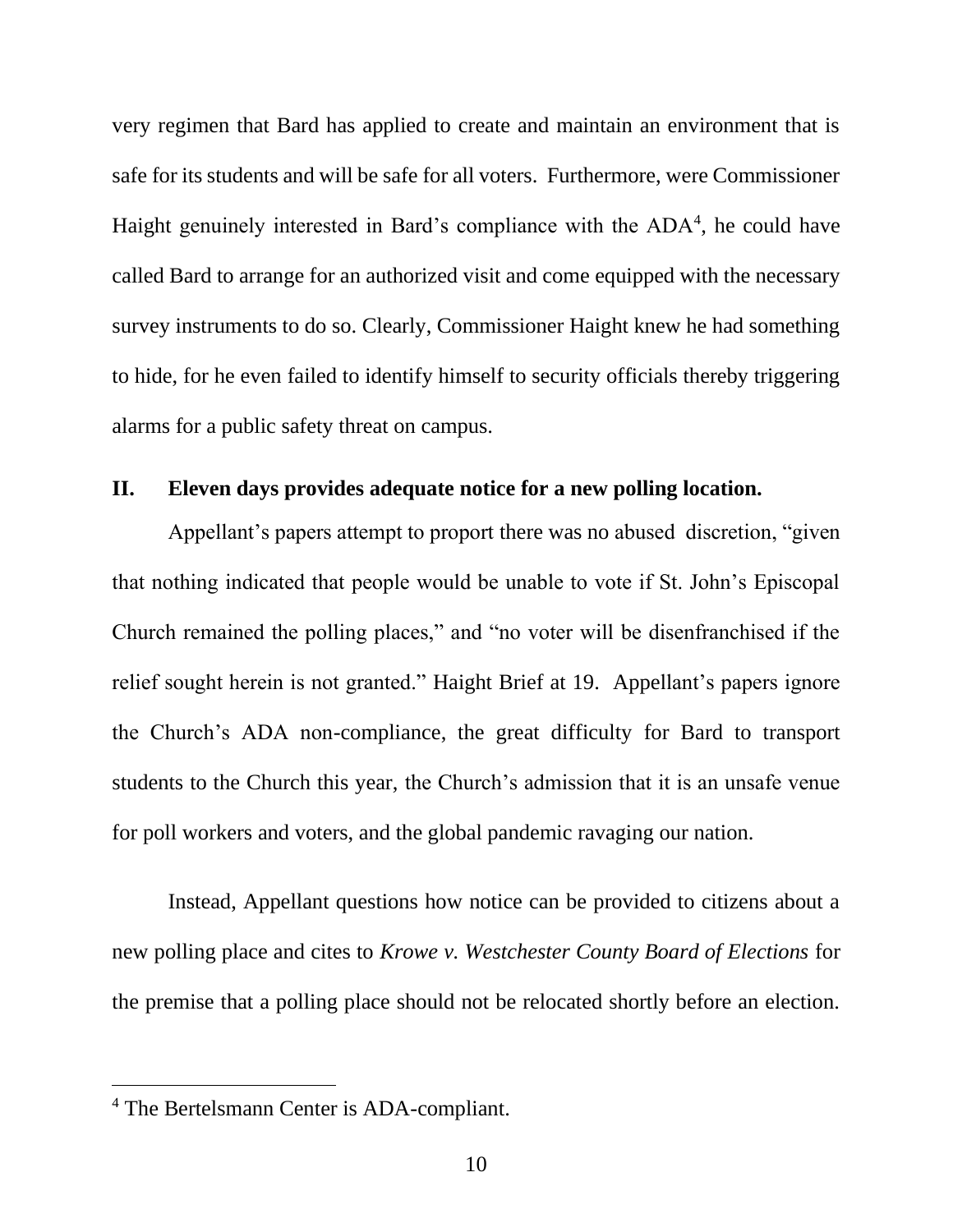very regimen that Bard has applied to create and maintain an environment that is safe for its students and will be safe for all voters. Furthermore, were Commissioner Haight genuinely interested in Bard's compliance with the ADA[4], he could have called Bard to arrange for an authorized visit and come equipped with the necessary survey instruments to do so. Clearly, Commissioner Haight knew he had something to hide, for he even failed to identify himself to security officials thereby triggering alarms for a public safety threat on campus.

## II. Eleven days provides adequate notice for a new polling location.

Appellant's papers attempt to proport there was no abused discretion, "given that nothing indicated that people would be unable to vote if St. John's Episcopal Church remained the polling places," and "no voter will be disenfranchised if the relief sought herein is not granted." Haight Brief at 19. Appellant's papers ignore the Church's ADA non-compliance, the great difficulty for Bard to transport students to the Church this year, the Church's admission that it is an unsafe venue for poll workers and voters, and the global pandemic ravaging our nation.

Instead, Appellant questions how notice can be provided to citizens about a new polling place and cites to *Krowe v. Westchester County Board of Elections* for the premise that a polling place should not be relocated shortly before an election.

---

[4] The Bertelsmann Center is ADA-compliant.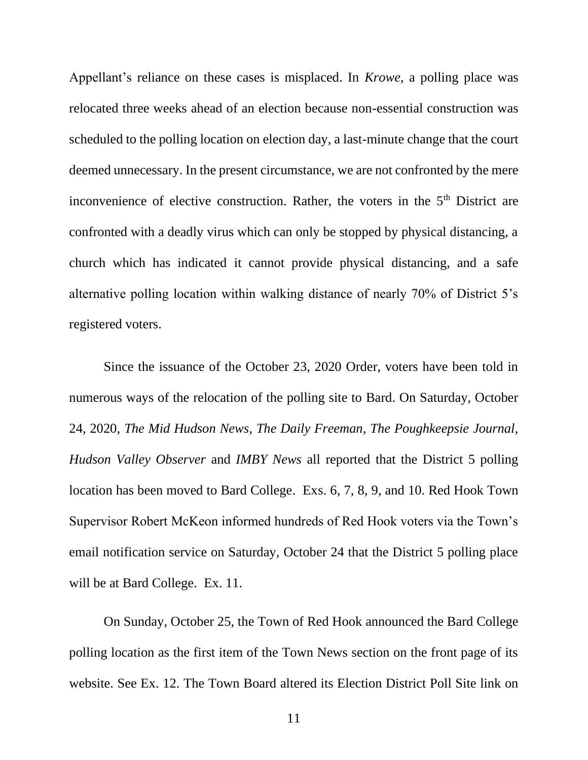Appellant's reliance on these cases is misplaced. In *Krowe*, a polling place was relocated three weeks ahead of an election because non-essential construction was scheduled to the polling location on election day, a last-minute change that the court deemed unnecessary. In the present circumstance, we are not confronted by the mere inconvenience of elective construction. Rather, the voters in the 5th District are confronted with a deadly virus which can only be stopped by physical distancing, a church which has indicated it cannot provide physical distancing, and a safe alternative polling location within walking distance of nearly 70% of District 5's registered voters.

Since the issuance of the October 23, 2020 Order, voters have been told in numerous ways of the relocation of the polling site to Bard. On Saturday, October 24, 2020, *The Mid Hudson News, The Daily Freeman, The Poughkeepsie Journal, Hudson Valley Observer* and *IMBY News* all reported that the District 5 polling location has been moved to Bard College. Exs. 6, 7, 8, 9, and 10. Red Hook Town Supervisor Robert McKeon informed hundreds of Red Hook voters via the Town's email notification service on Saturday, October 24 that the District 5 polling place will be at Bard College. Ex. 11.

On Sunday, October 25, the Town of Red Hook announced the Bard College polling location as the first item of the Town News section on the front page of its website. See Ex. 12. The Town Board altered its Election District Poll Site link on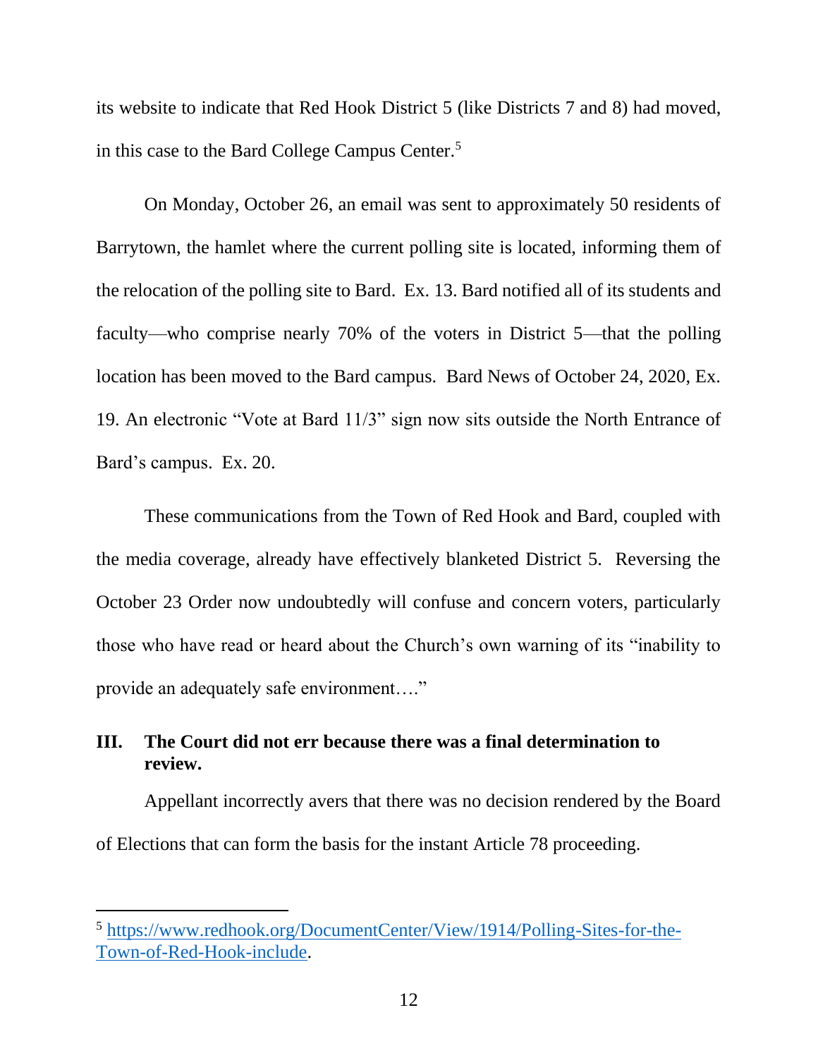its website to indicate that Red Hook District 5 (like Districts 7 and 8) had moved, in this case to the Bard College Campus Center.[5]

On Monday, October 26, an email was sent to approximately 50 residents of Barrytown, the hamlet where the current polling site is located, informing them of the relocation of the polling site to Bard. Ex. 13. Bard notified all of its students and faculty—who comprise nearly 70% of the voters in District 5—that the polling location has been moved to the Bard campus. Bard News of October 24, 2020, Ex. 19. An electronic "Vote at Bard 11/3" sign now sits outside the North Entrance of Bard's campus. Ex. 20.

These communications from the Town of Red Hook and Bard, coupled with the media coverage, already have effectively blanketed District 5. Reversing the October 23 Order now undoubtedly will confuse and concern voters, particularly those who have read or heard about the Church's own warning of its "inability to provide an adequately safe environment…."

## III. The Court did not err because there was a final determination to review.

Appellant incorrectly avers that there was no decision rendered by the Board of Elections that can form the basis for the instant Article 78 proceeding.

---

[5] [https://www.redhook.org/DocumentCenter/View/1914/Polling-Sites-for-the-Town-of-Red-Hook-include](https://www.redhook.org/DocumentCenter/View/1914/Polling-Sites-for-the-Town-of-Red-Hook-include).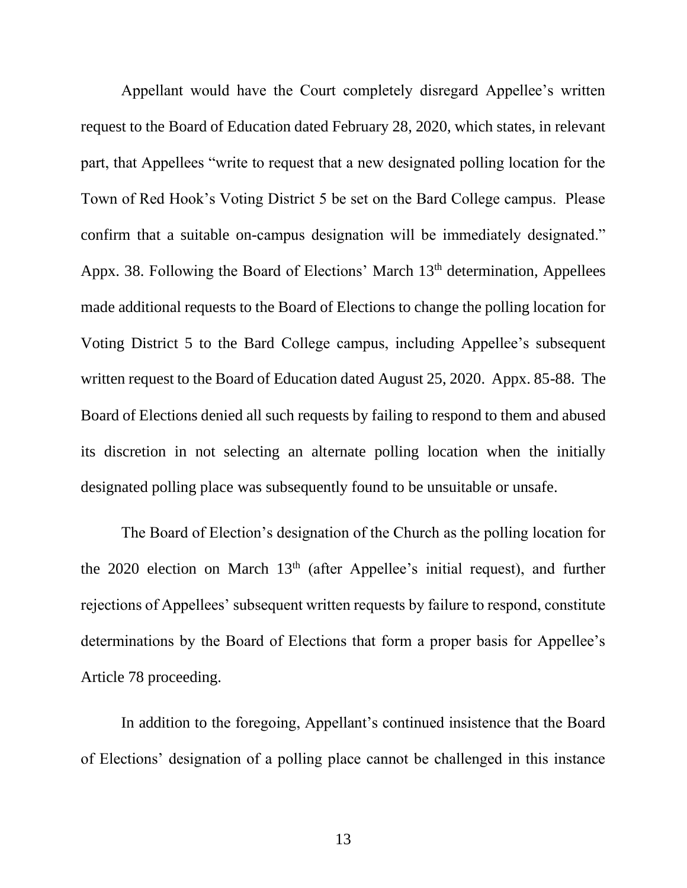Appellant would have the Court completely disregard Appellee's written request to the Board of Education dated February 28, 2020, which states, in relevant part, that Appellees "write to request that a new designated polling location for the Town of Red Hook's Voting District 5 be set on the Bard College campus. Please confirm that a suitable on-campus designation will be immediately designated." Appx. 38. Following the Board of Elections' March 13th determination, Appellees made additional requests to the Board of Elections to change the polling location for Voting District 5 to the Bard College campus, including Appellee's subsequent written request to the Board of Education dated August 25, 2020. Appx. 85-88. The Board of Elections denied all such requests by failing to respond to them and abused its discretion in not selecting an alternate polling location when the initially designated polling place was subsequently found to be unsuitable or unsafe.

The Board of Election's designation of the Church as the polling location for the 2020 election on March 13th (after Appellee's initial request), and further rejections of Appellees' subsequent written requests by failure to respond, constitute determinations by the Board of Elections that form a proper basis for Appellee's Article 78 proceeding.

In addition to the foregoing, Appellant's continued insistence that the Board of Elections' designation of a polling place cannot be challenged in this instance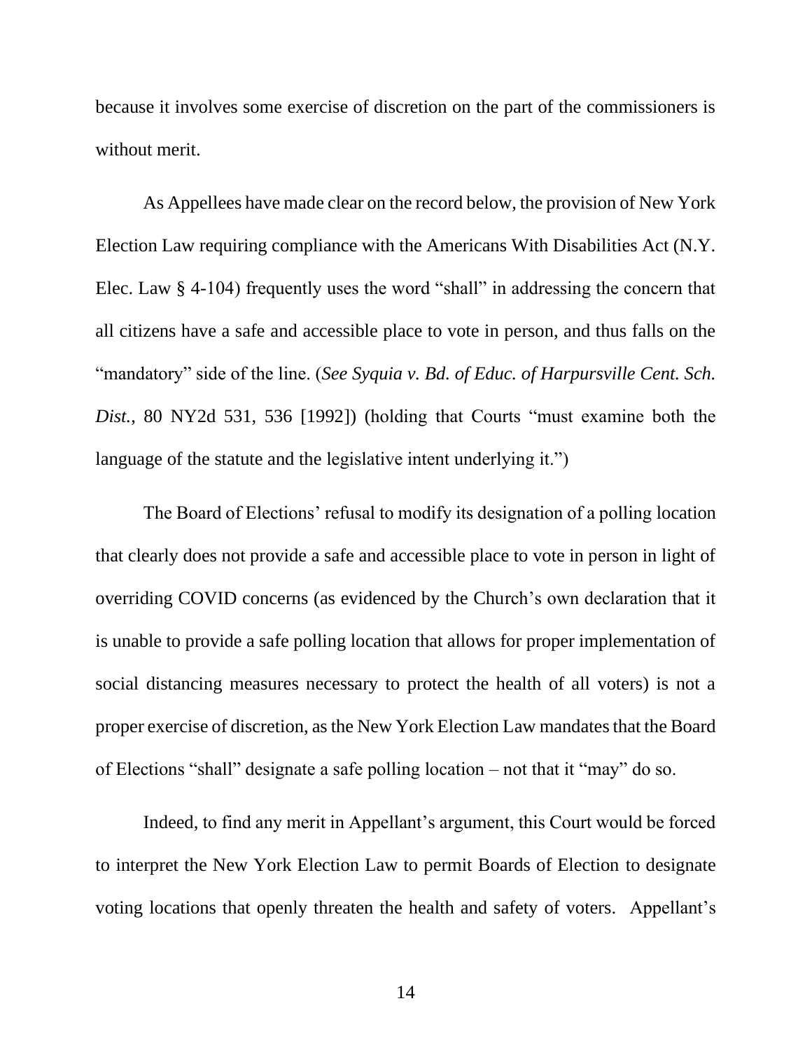because it involves some exercise of discretion on the part of the commissioners is without merit.

As Appellees have made clear on the record below, the provision of New York Election Law requiring compliance with the Americans With Disabilities Act (N.Y. Elec. Law § 4-104) frequently uses the word "shall" in addressing the concern that all citizens have a safe and accessible place to vote in person, and thus falls on the "mandatory" side of the line. (*See Syquia v. Bd. of Educ. of Harpursville Cent. Sch. Dist.*, 80 NY2d 531, 536 [1992]) (holding that Courts "must examine both the language of the statute and the legislative intent underlying it.")

The Board of Elections' refusal to modify its designation of a polling location that clearly does not provide a safe and accessible place to vote in person in light of overriding COVID concerns (as evidenced by the Church's own declaration that it is unable to provide a safe polling location that allows for proper implementation of social distancing measures necessary to protect the health of all voters) is not a proper exercise of discretion, as the New York Election Law mandates that the Board of Elections "shall" designate a safe polling location – not that it "may" do so.

Indeed, to find any merit in Appellant's argument, this Court would be forced to interpret the New York Election Law to permit Boards of Election to designate voting locations that openly threaten the health and safety of voters. Appellant's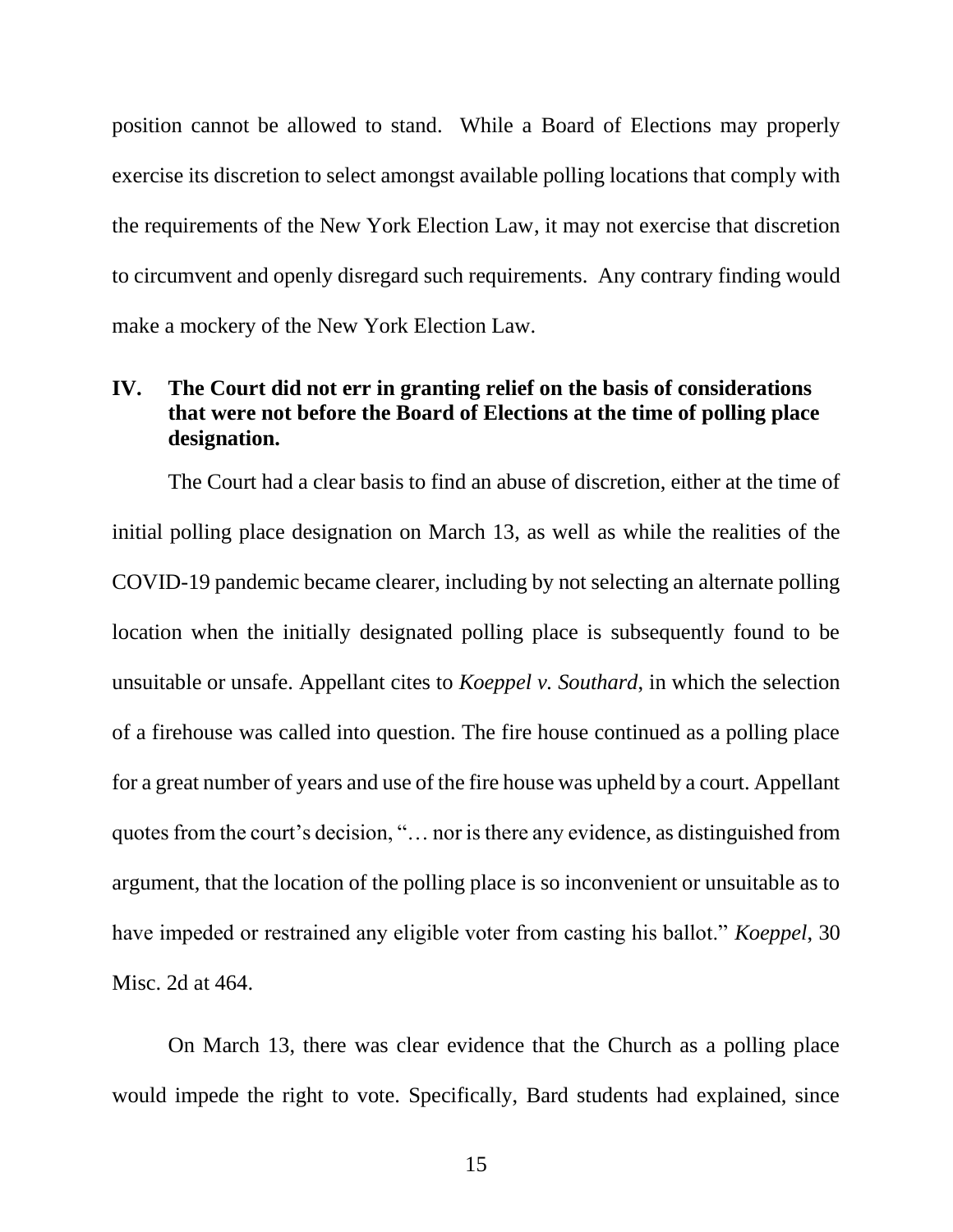position cannot be allowed to stand. While a Board of Elections may properly exercise its discretion to select amongst available polling locations that comply with the requirements of the New York Election Law, it may not exercise that discretion to circumvent and openly disregard such requirements. Any contrary finding would make a mockery of the New York Election Law.

## IV. The Court did not err in granting relief on the basis of considerations that were not before the Board of Elections at the time of polling place designation.

The Court had a clear basis to find an abuse of discretion, either at the time of initial polling place designation on March 13, as well as while the realities of the COVID-19 pandemic became clearer, including by not selecting an alternate polling location when the initially designated polling place is subsequently found to be unsuitable or unsafe. Appellant cites to *Koeppel v. Southard*, in which the selection of a firehouse was called into question. The fire house continued as a polling place for a great number of years and use of the fire house was upheld by a court. Appellant quotes from the court's decision, "… nor is there any evidence, as distinguished from argument, that the location of the polling place is so inconvenient or unsuitable as to have impeded or restrained any eligible voter from casting his ballot." *Koeppel*, 30 Misc. 2d at 464.

On March 13, there was clear evidence that the Church as a polling place would impede the right to vote. Specifically, Bard students had explained, since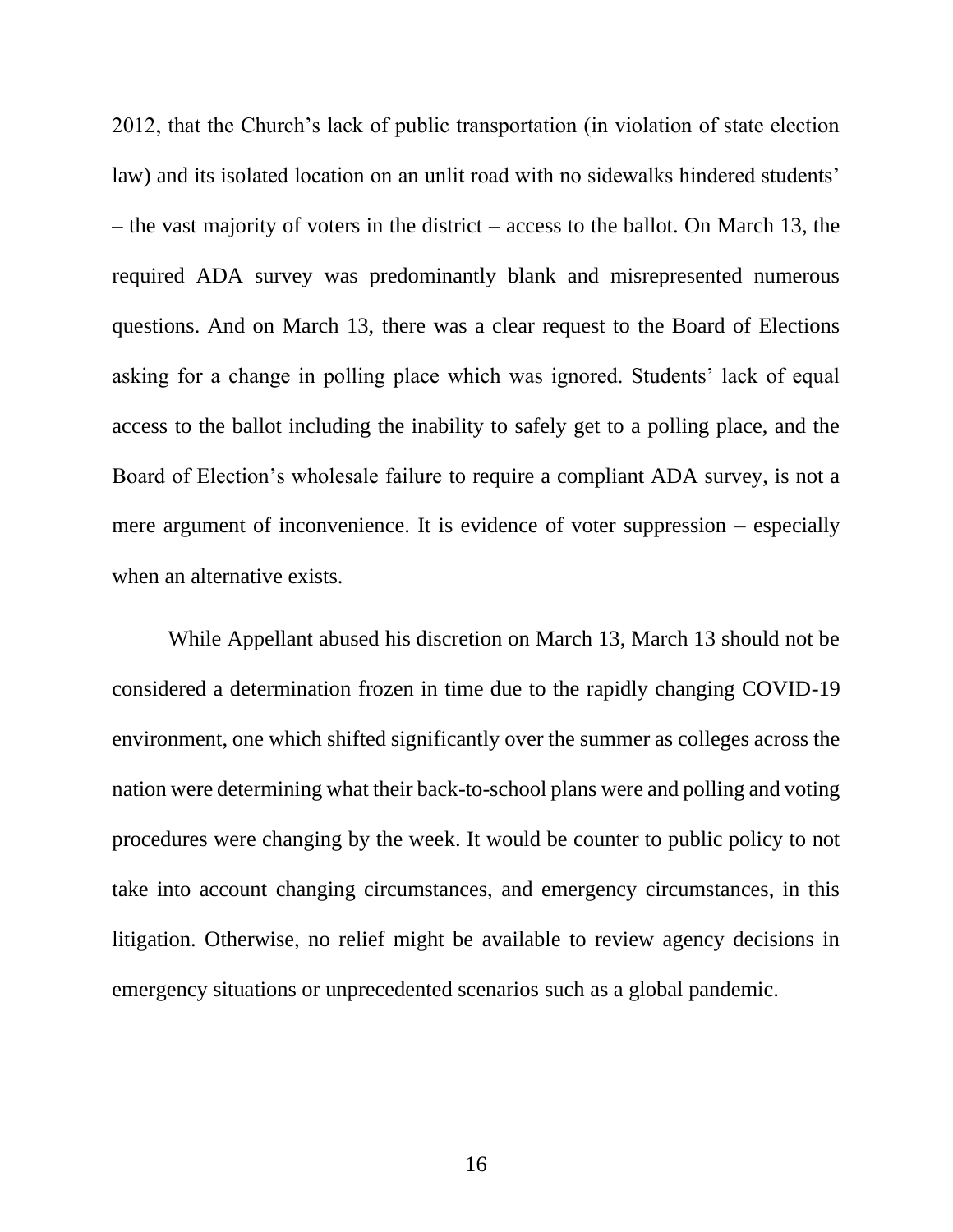2012, that the Church's lack of public transportation (in violation of state election law) and its isolated location on an unlit road with no sidewalks hindered students' – the vast majority of voters in the district – access to the ballot. On March 13, the required ADA survey was predominantly blank and misrepresented numerous questions. And on March 13, there was a clear request to the Board of Elections asking for a change in polling place which was ignored. Students' lack of equal access to the ballot including the inability to safely get to a polling place, and the Board of Election's wholesale failure to require a compliant ADA survey, is not a mere argument of inconvenience. It is evidence of voter suppression – especially when an alternative exists.

While Appellant abused his discretion on March 13, March 13 should not be considered a determination frozen in time due to the rapidly changing COVID-19 environment, one which shifted significantly over the summer as colleges across the nation were determining what their back-to-school plans were and polling and voting procedures were changing by the week. It would be counter to public policy to not take into account changing circumstances, and emergency circumstances, in this litigation. Otherwise, no relief might be available to review agency decisions in emergency situations or unprecedented scenarios such as a global pandemic.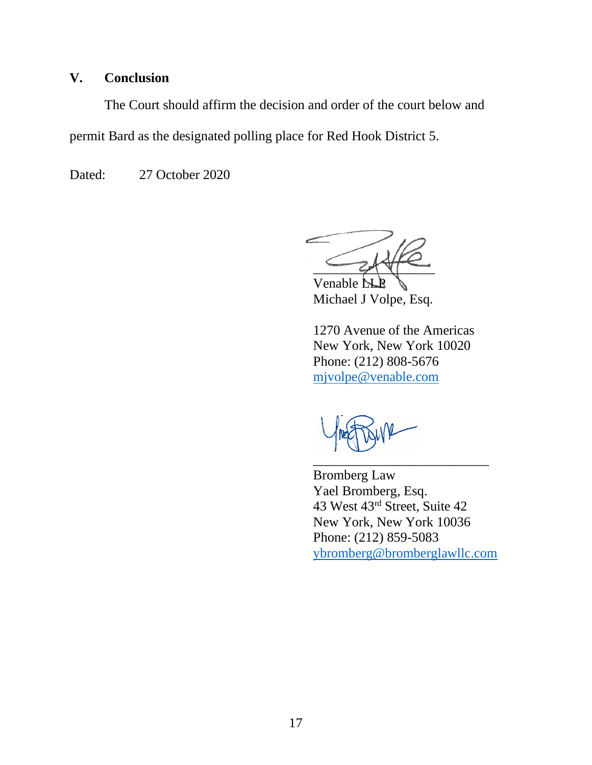## V. Conclusion

The Court should affirm the decision and order of the court below and permit Bard as the designated polling place for Red Hook District 5.

Dated: 27 October 2020

Venable LLP
Michael J Volpe, Esq.

1270 Avenue of the Americas
New York, New York 10020
Phone: (212) 808-5676
mjvolpe@venable.com

Bromberg Law
Yael Bromberg, Esq.
43 West 43rd Street, Suite 42
New York, New York 10036
Phone: (212) 859-5083
ybromberg@bromberglawllc.com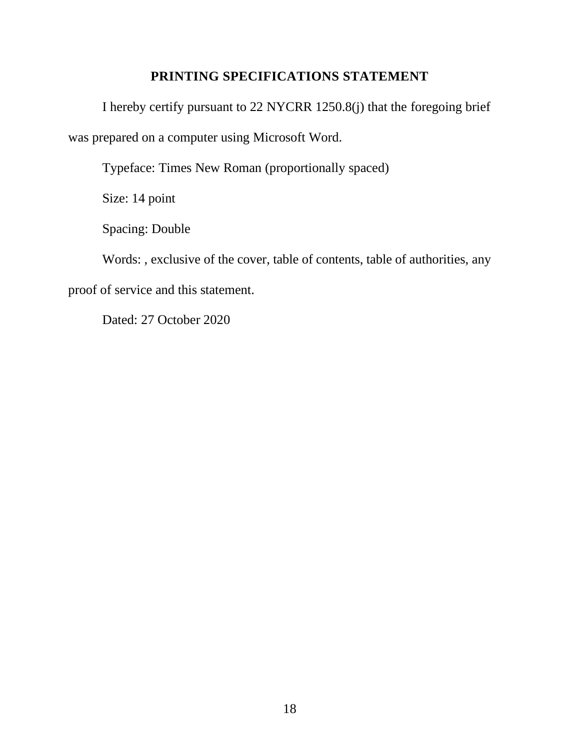## PRINTING SPECIFICATIONS STATEMENT

I hereby certify pursuant to 22 NYCRR 1250.8(j) that the foregoing brief was prepared on a computer using Microsoft Word.

Typeface: Times New Roman (proportionally spaced)

Size: 14 point

Spacing: Double

Words: , exclusive of the cover, table of contents, table of authorities, any proof of service and this statement.

Dated: 27 October 2020